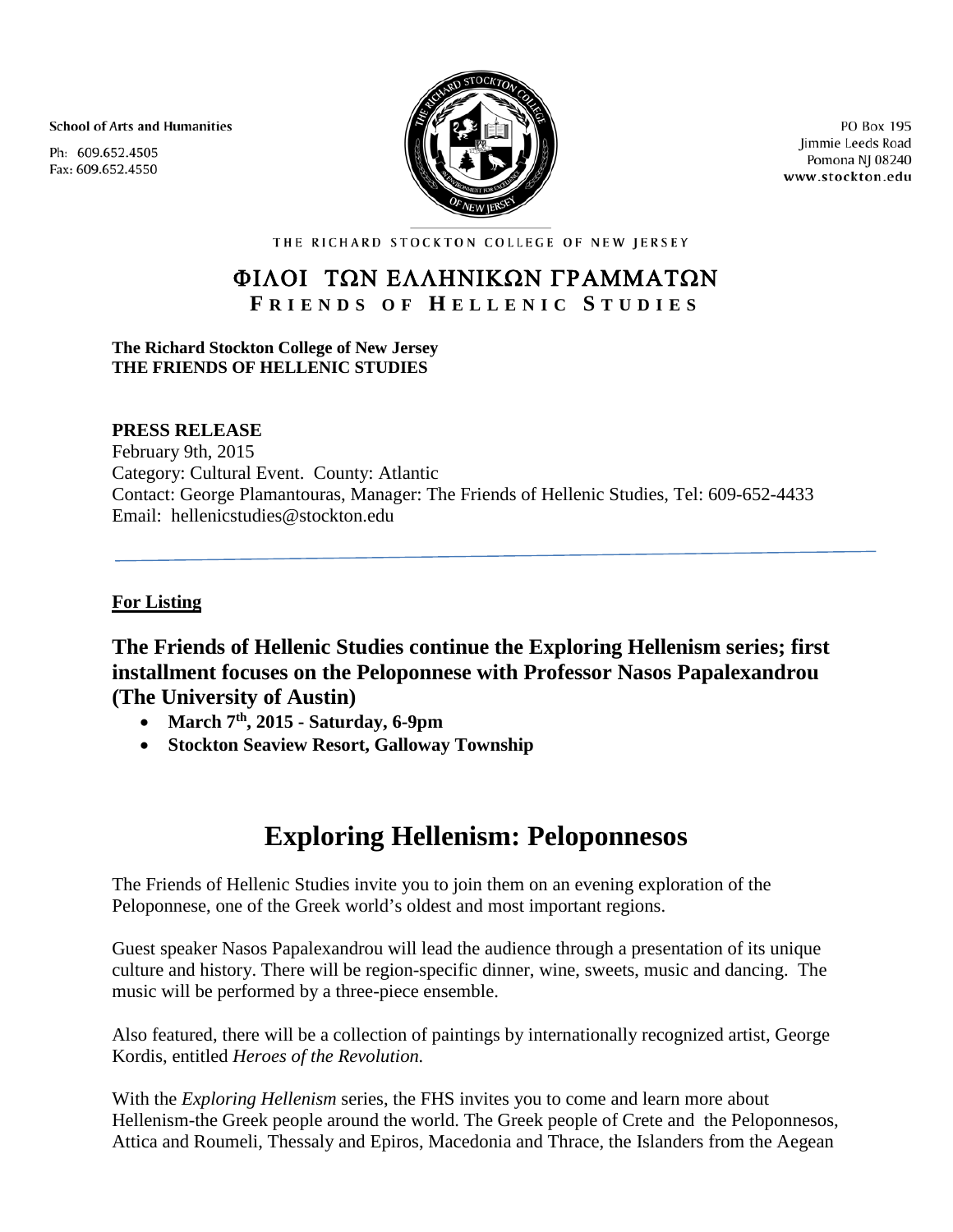School of Arts and Humanities

Ph: 609.652.4505
Fax: 609.652.4550

PO Box 195
Jimmie Leeds Road
Pomona NJ 08240
www.stockton.edu

THE RICHARD STOCKTON COLLEGE OF NEW JERSEY

ΦΙΛΟΙ ΤΩΝ ΕΛΛΗΝΙΚΩΝ ΓΡΑΜΜΑΤΩΝ
**FRIENDS OF HELLENIC STUDIES**

**The Richard Stockton College of New Jersey**
**THE FRIENDS OF HELLENIC STUDIES**

**PRESS RELEASE**
February 9th, 2015
Category: Cultural Event. County: Atlantic
Contact: George Plamantouras, Manager: The Friends of Hellenic Studies, Tel: 609-652-4433
Email: hellenicstudies@stockton.edu

---

**For Listing**

### The Friends of Hellenic Studies continue the Exploring Hellenism series; first installment focuses on the Peloponnese with Professor Nasos Papalexandrou (The University of Austin)

- **March 7th, 2015 - Saturday, 6-9pm**
- **Stockton Seaview Resort, Galloway Township**

# Exploring Hellenism: Peloponnesos

The Friends of Hellenic Studies invite you to join them on an evening exploration of the Peloponnese, one of the Greek world's oldest and most important regions.

Guest speaker Nasos Papalexandrou will lead the audience through a presentation of its unique culture and history. There will be region-specific dinner, wine, sweets, music and dancing. The music will be performed by a three-piece ensemble.

Also featured, there will be a collection of paintings by internationally recognized artist, George Kordis, entitled *Heroes of the Revolution.*

With the *Exploring Hellenism* series, the FHS invites you to come and learn more about Hellenism-the Greek people around the world. The Greek people of Crete and the Peloponnesos, Attica and Roumeli, Thessaly and Epiros, Macedonia and Thrace, the Islanders from the Aegean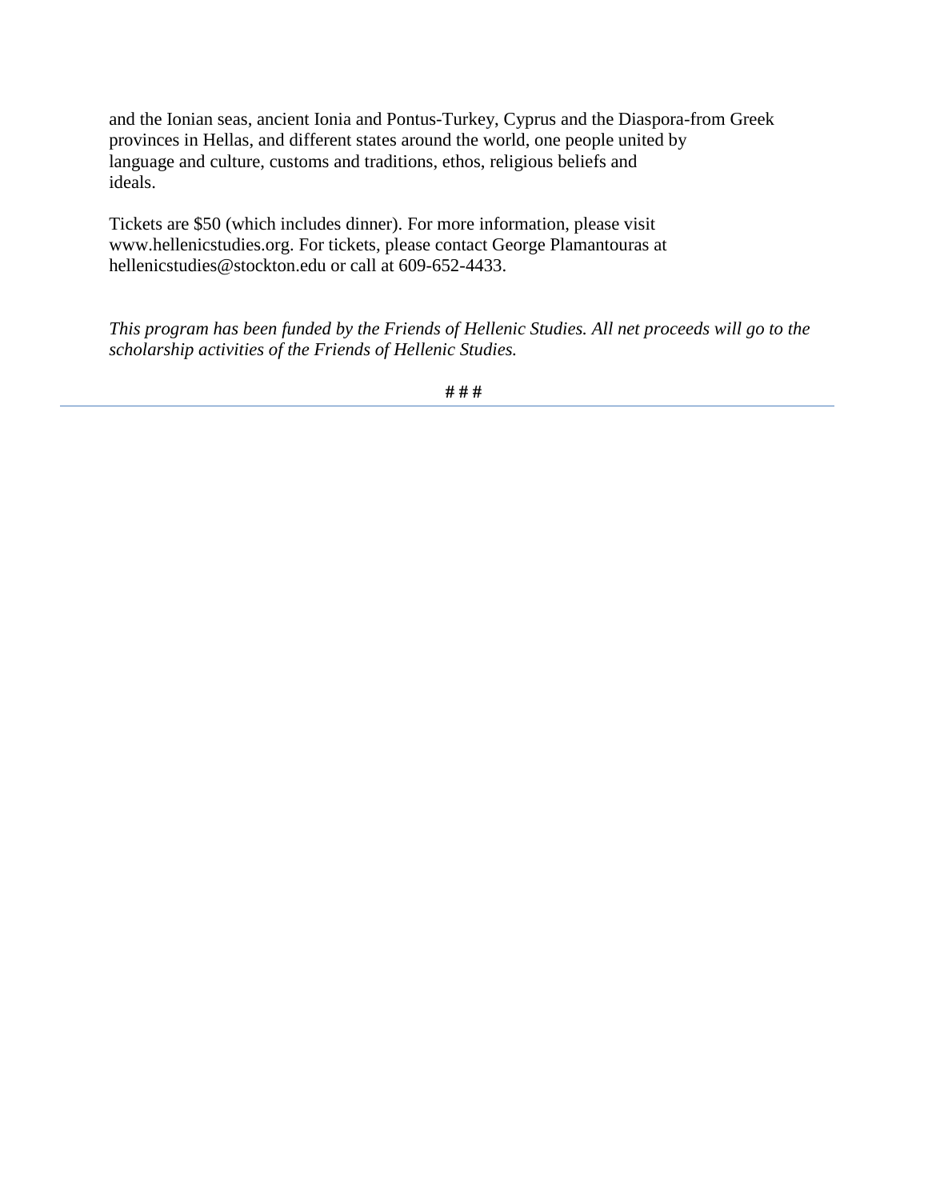and the Ionian seas, ancient Ionia and Pontus-Turkey, Cyprus and the Diaspora-from Greek provinces in Hellas, and different states around the world, one people united by language and culture, customs and traditions, ethos, religious beliefs and ideals.

Tickets are $50 (which includes dinner). For more information, please visit www.hellenicstudies.org. For tickets, please contact George Plamantouras at hellenicstudies@stockton.edu or call at 609-652-4433.

*This program has been funded by the Friends of Hellenic Studies. All net proceeds will go to the scholarship activities of the Friends of Hellenic Studies.*

# # #